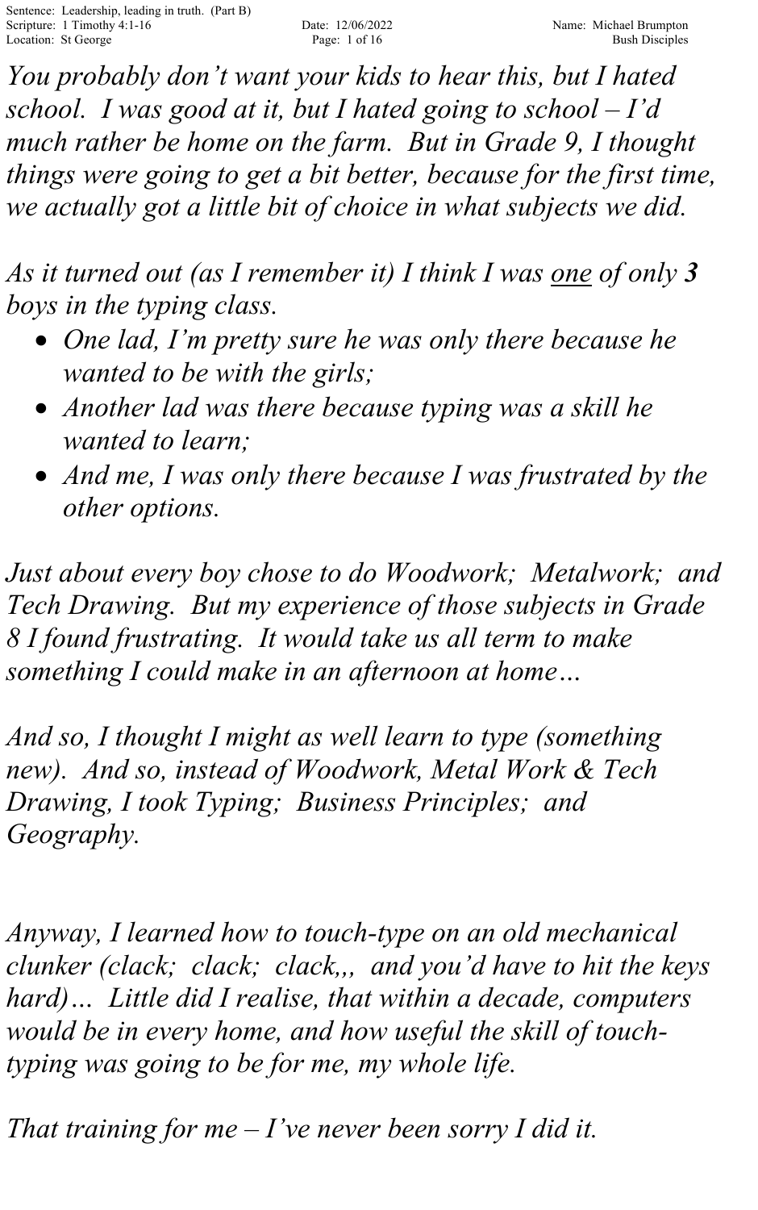Sentence: Leadership, leading in truth. (Part B)
Scripture: 1 Timothy 4:1-16
Location: St George
Date: 12/06/2022
Name: Michael Brumpton
Bush Disciples

*You probably don't want your kids to hear this, but I hated school. I was good at it, but I hated going to school – I'd much rather be home on the farm. But in Grade 9, I thought things were going to get a bit better, because for the first time, we actually got a little bit of choice in what subjects we did.*

*As it turned out (as I remember it) I think I was <u>one</u> of only **3** boys in the typing class.*

- *One lad, I'm pretty sure he was only there because he wanted to be with the girls;*
- *Another lad was there because typing was a skill he wanted to learn;*
- *And me, I was only there because I was frustrated by the other options.*

*Just about every boy chose to do Woodwork; Metalwork; and Tech Drawing. But my experience of those subjects in Grade 8 I found frustrating. It would take us all term to make something I could make in an afternoon at home…*

*And so, I thought I might as well learn to type (something new). And so, instead of Woodwork, Metal Work & Tech Drawing, I took Typing; Business Principles; and Geography.*

*Anyway, I learned how to touch-type on an old mechanical clunker (clack; clack; clack,,, and you'd have to hit the keys hard)… Little did I realise, that within a decade, computers would be in every home, and how useful the skill of touch-typing was going to be for me, my whole life.*

*That training for me – I've never been sorry I did it.*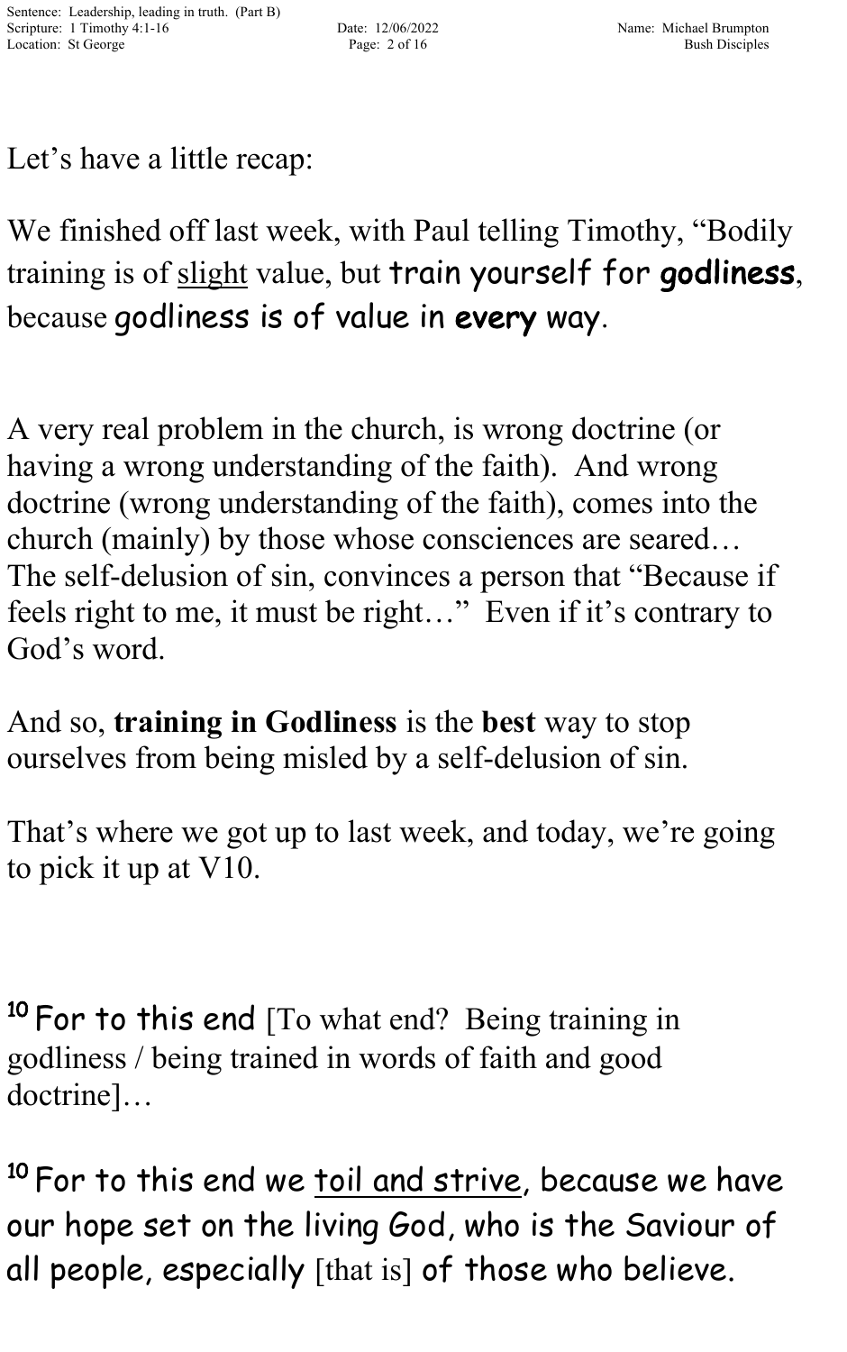Let's have a little recap:

We finished off last week, with Paul telling Timothy, "Bodily training is of slight value, but train yourself for **godliness**, because godliness is of value in **every** way.

A very real problem in the church, is wrong doctrine (or having a wrong understanding of the faith). And wrong doctrine (wrong understanding of the faith), comes into the church (mainly) by those whose consciences are seared… The self-delusion of sin, convinces a person that "Because if feels right to me, it must be right…" Even if it's contrary to God's word.

And so, **training in Godliness** is the **best** way to stop ourselves from being misled by a self-delusion of sin.

That's where we got up to last week, and today, we're going to pick it up at V10.

[10] For to this end [To what end? Being training in godliness / being trained in words of faith and good doctrine]…

[10] For to this end we toil and strive, because we have our hope set on the living God, who is the Saviour of all people, especially [that is] of those who believe.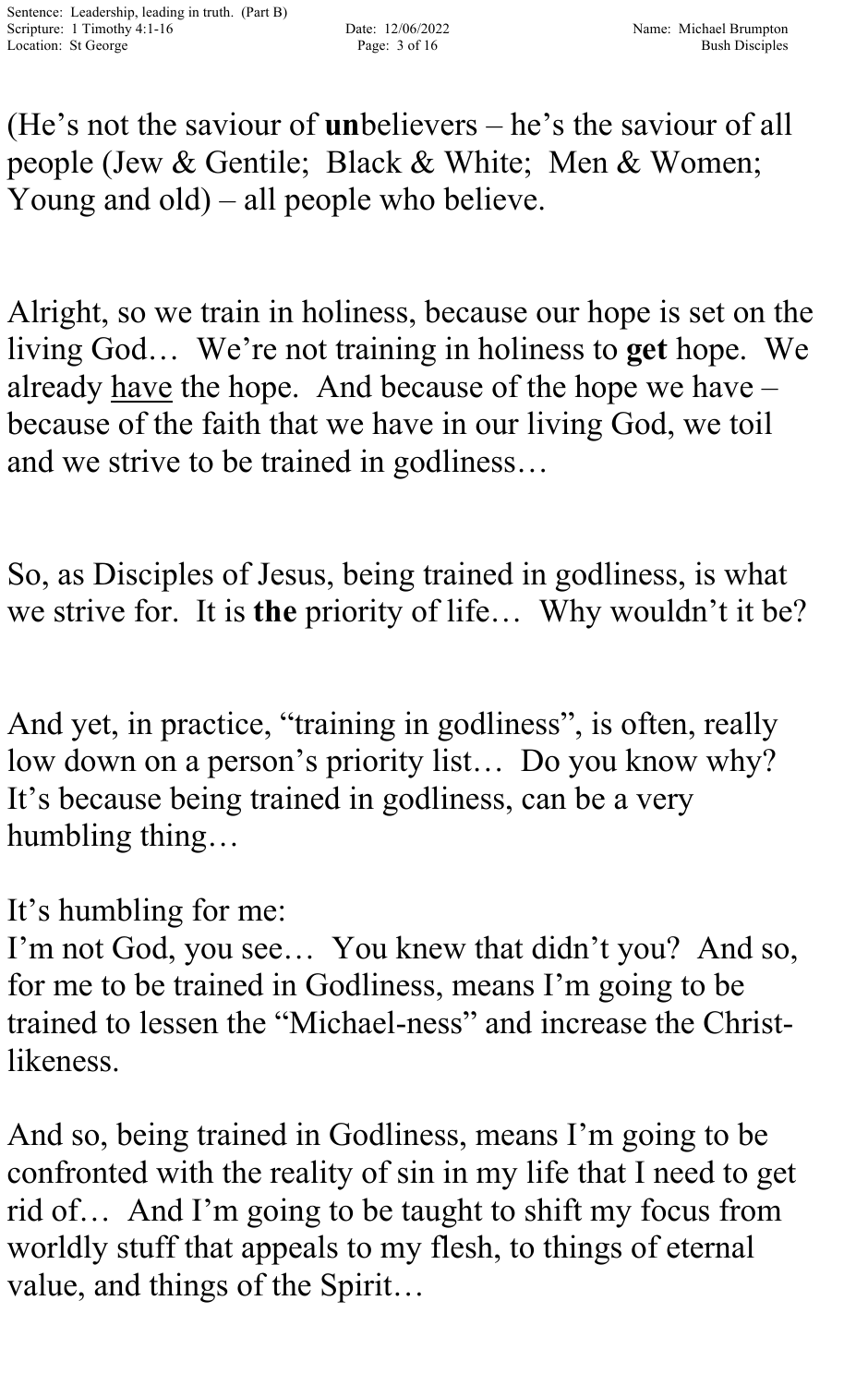(He's not the saviour of **un**believers – he's the saviour of all people (Jew & Gentile;  Black & White;  Men & Women; Young and old) – all people who believe.

Alright, so we train in holiness, because our hope is set on the living God…  We're not training in holiness to **get** hope.  We already <u>have</u> the hope.  And because of the hope we have – because of the faith that we have in our living God, we toil and we strive to be trained in godliness…

So, as Disciples of Jesus, being trained in godliness, is what we strive for.  It is **the** priority of life…  Why wouldn't it be?

And yet, in practice, "training in godliness", is often, really low down on a person's priority list…  Do you know why? It's because being trained in godliness, can be a very humbling thing…

It's humbling for me:
I'm not God, you see…  You knew that didn't you?  And so, for me to be trained in Godliness, means I'm going to be trained to lessen the "Michael-ness" and increase the Christ-likeness.

And so, being trained in Godliness, means I'm going to be confronted with the reality of sin in my life that I need to get rid of…  And I'm going to be taught to shift my focus from worldly stuff that appeals to my flesh, to things of eternal value, and things of the Spirit…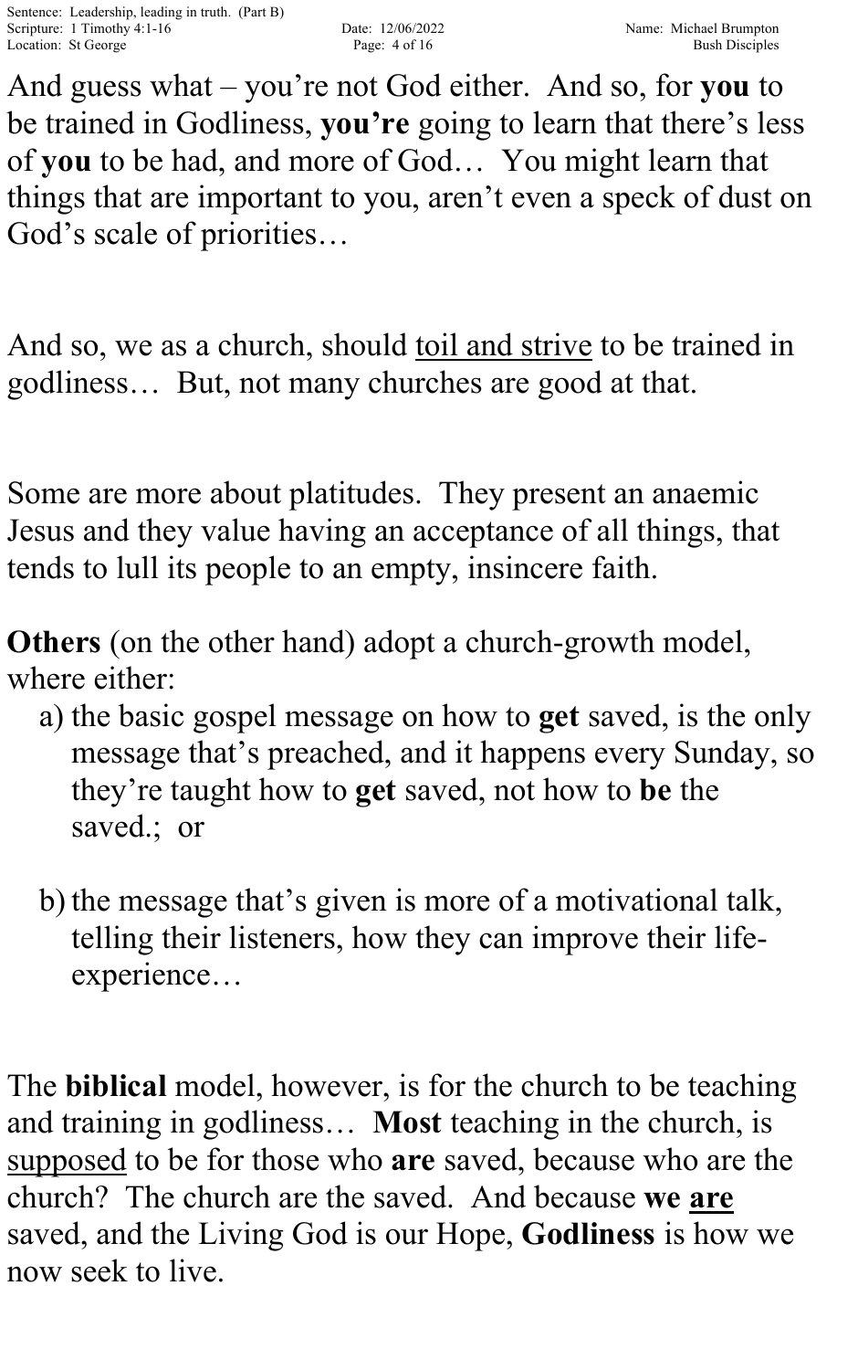And guess what – you're not God either. And so, for **you** to be trained in Godliness, **you're** going to learn that there's less of **you** to be had, and more of God… You might learn that things that are important to you, aren't even a speck of dust on God's scale of priorities…

And so, we as a church, should <u>toil and strive</u> to be trained in godliness… But, not many churches are good at that.

Some are more about platitudes. They present an anaemic Jesus and they value having an acceptance of all things, that tends to lull its people to an empty, insincere faith.

**Others** (on the other hand) adopt a church-growth model, where either:

a) the basic gospel message on how to **get** saved, is the only message that's preached, and it happens every Sunday, so they're taught how to **get** saved, not how to **be** the saved.; or

b) the message that's given is more of a motivational talk, telling their listeners, how they can improve their life-experience…

The **biblical** model, however, is for the church to be teaching and training in godliness… **Most** teaching in the church, is <u>supposed</u> to be for those who **are** saved, because who are the church? The church are the saved. And because **we <u>are</u>** saved, and the Living God is our Hope, **Godliness** is how we now seek to live.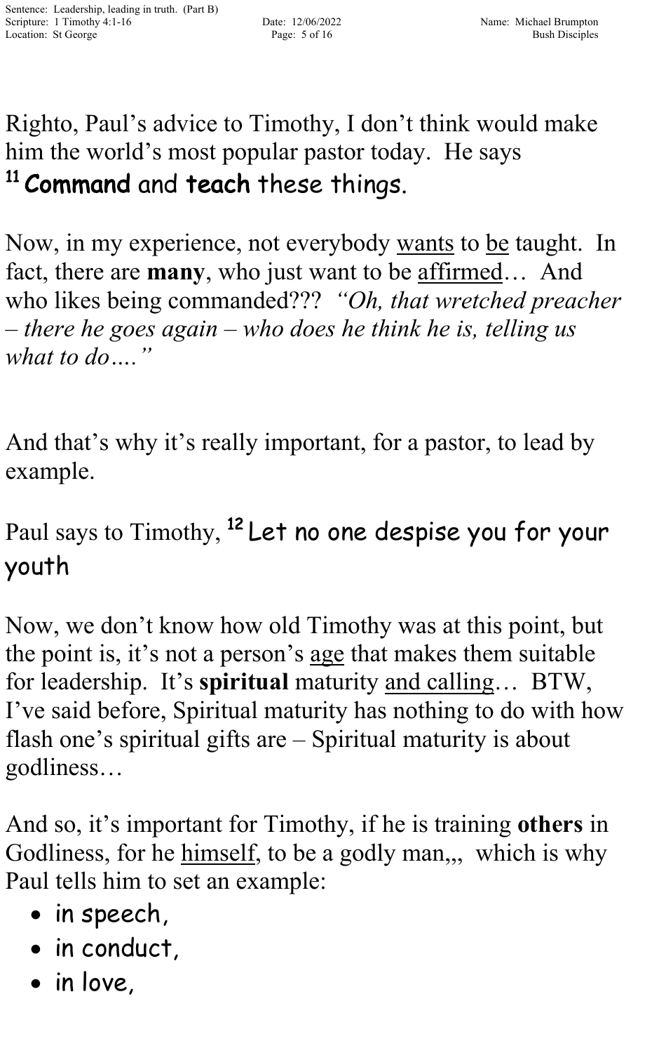Righto, Paul's advice to Timothy, I don't think would make him the world's most popular pastor today. He says [11] **Command** and **teach** these things.

Now, in my experience, not everybody <u>wants</u> to <u>be</u> taught. In fact, there are **many**, who just want to be <u>affirmed</u>… And who likes being commanded??? *"Oh, that wretched preacher – there he goes again – who does he think he is, telling us what to do…."*

And that's why it's really important, for a pastor, to lead by example.

Paul says to Timothy, [12] Let no one despise you for your youth

Now, we don't know how old Timothy was at this point, but the point is, it's not a person's <u>age</u> that makes them suitable for leadership. It's **spiritual** maturity <u>and calling</u>… BTW, I've said before, Spiritual maturity has nothing to do with how flash one's spiritual gifts are – Spiritual maturity is about godliness…

And so, it's important for Timothy, if he is training **others** in Godliness, for he <u>himself</u>, to be a godly man,,, which is why Paul tells him to set an example:

- in speech,
- in conduct,
- in love,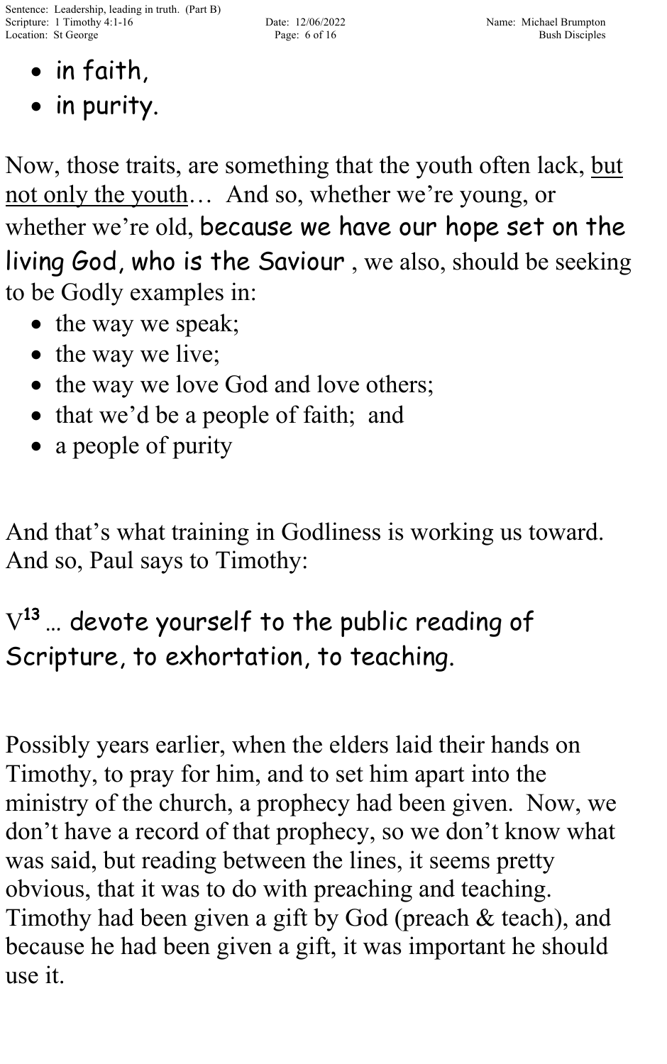- in faith,
- in purity.

Now, those traits, are something that the youth often lack, <u>but not only the youth</u>… And so, whether we're young, or whether we're old, **because we have our hope set on the living God, who is the Saviour** , we also, should be seeking to be Godly examples in:

- the way we speak;
- the way we live;
- the way we love God and love others;
- that we'd be a people of faith; and
- a people of purity

And that's what training in Godliness is working us toward. And so, Paul says to Timothy:

V[13] … **devote yourself to the public reading of Scripture, to exhortation, to teaching.**

Possibly years earlier, when the elders laid their hands on Timothy, to pray for him, and to set him apart into the ministry of the church, a prophecy had been given. Now, we don't have a record of that prophecy, so we don't know what was said, but reading between the lines, it seems pretty obvious, that it was to do with preaching and teaching. Timothy had been given a gift by God (preach & teach), and because he had been given a gift, it was important he should use it.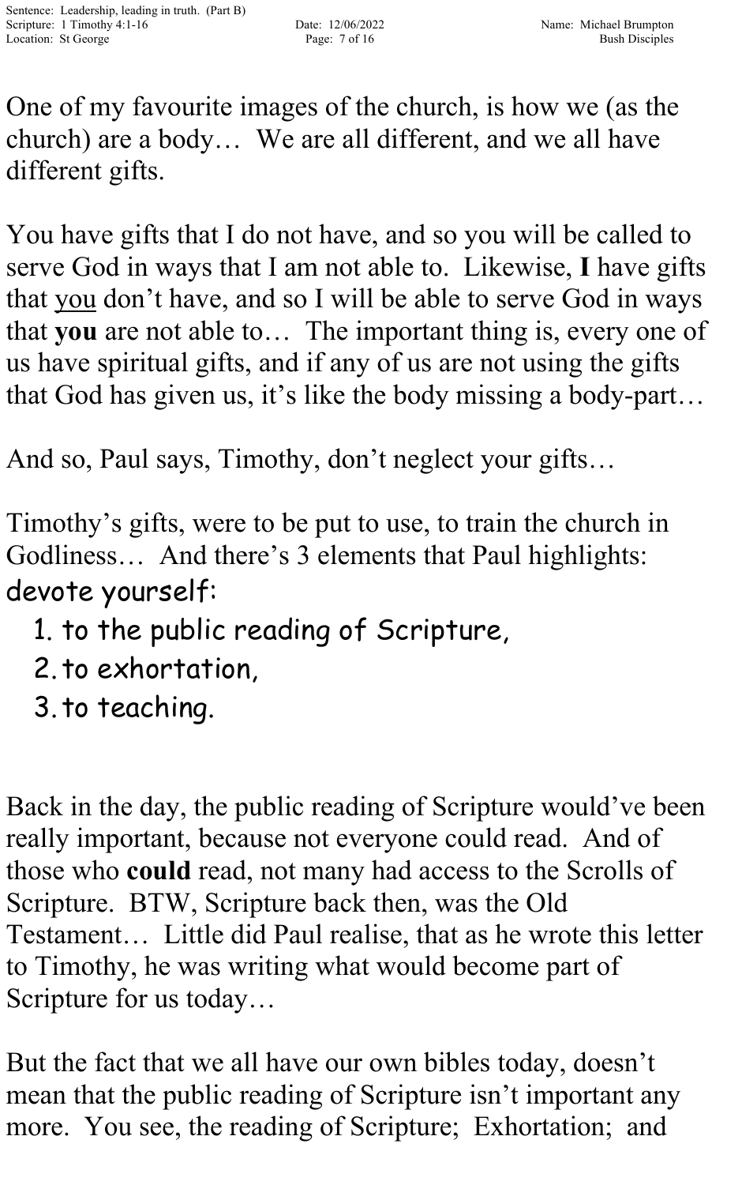One of my favourite images of the church, is how we (as the church) are a body… We are all different, and we all have different gifts.

You have gifts that I do not have, and so you will be called to serve God in ways that I am not able to. Likewise, **I** have gifts that <u>you</u> don't have, and so I will be able to serve God in ways that **you** are not able to… The important thing is, every one of us have spiritual gifts, and if any of us are not using the gifts that God has given us, it's like the body missing a body-part…

And so, Paul says, Timothy, don't neglect your gifts…

Timothy's gifts, were to be put to use, to train the church in Godliness… And there's 3 elements that Paul highlights:

devote yourself:

1. to the public reading of Scripture,
2. to exhortation,
3. to teaching.

Back in the day, the public reading of Scripture would've been really important, because not everyone could read. And of those who **could** read, not many had access to the Scrolls of Scripture. BTW, Scripture back then, was the Old Testament… Little did Paul realise, that as he wrote this letter to Timothy, he was writing what would become part of Scripture for us today…

But the fact that we all have our own bibles today, doesn't mean that the public reading of Scripture isn't important any more. You see, the reading of Scripture; Exhortation; and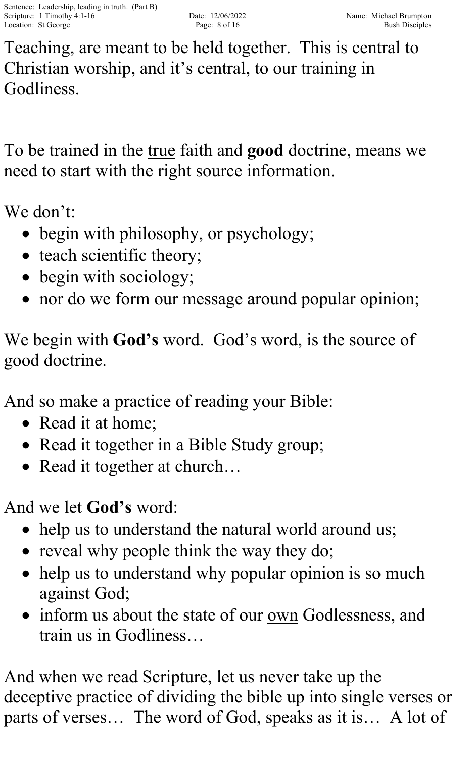Teaching, are meant to be held together. This is central to Christian worship, and it's central, to our training in Godliness.

To be trained in the true faith and **good** doctrine, means we need to start with the right source information.

We don't:

- begin with philosophy, or psychology;
- teach scientific theory;
- begin with sociology;
- nor do we form our message around popular opinion;

We begin with **God's** word. God's word, is the source of good doctrine.

And so make a practice of reading your Bible:

- Read it at home;
- Read it together in a Bible Study group;
- Read it together at church…

And we let **God's** word:

- help us to understand the natural world around us;
- reveal why people think the way they do;
- help us to understand why popular opinion is so much against God;
- inform us about the state of our own Godlessness, and train us in Godliness…

And when we read Scripture, let us never take up the deceptive practice of dividing the bible up into single verses or parts of verses… The word of God, speaks as it is… A lot of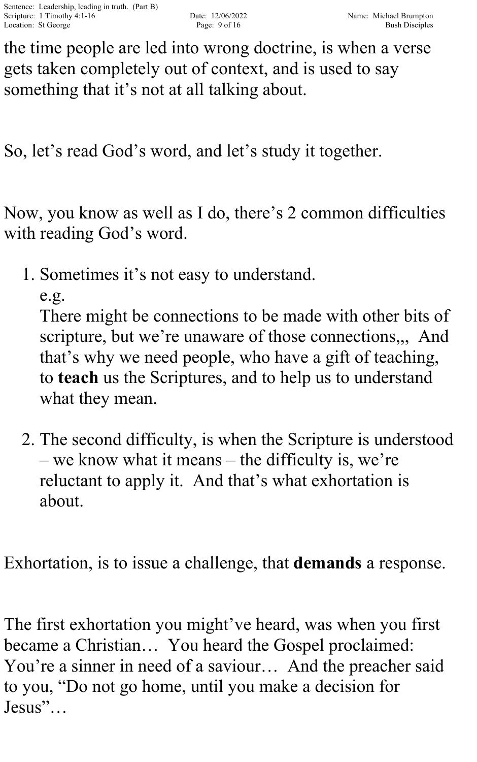the time people are led into wrong doctrine, is when a verse gets taken completely out of context, and is used to say something that it's not at all talking about.

So, let's read God's word, and let's study it together.

Now, you know as well as I do, there's 2 common difficulties with reading God's word.

1. Sometimes it's not easy to understand.
   e.g.
   There might be connections to be made with other bits of scripture, but we're unaware of those connections,,, And that's why we need people, who have a gift of teaching, to **teach** us the Scriptures, and to help us to understand what they mean.

2. The second difficulty, is when the Scripture is understood – we know what it means – the difficulty is, we're reluctant to apply it. And that's what exhortation is about.

Exhortation, is to issue a challenge, that **demands** a response.

The first exhortation you might've heard, was when you first became a Christian… You heard the Gospel proclaimed: You're a sinner in need of a saviour… And the preacher said to you, "Do not go home, until you make a decision for Jesus"…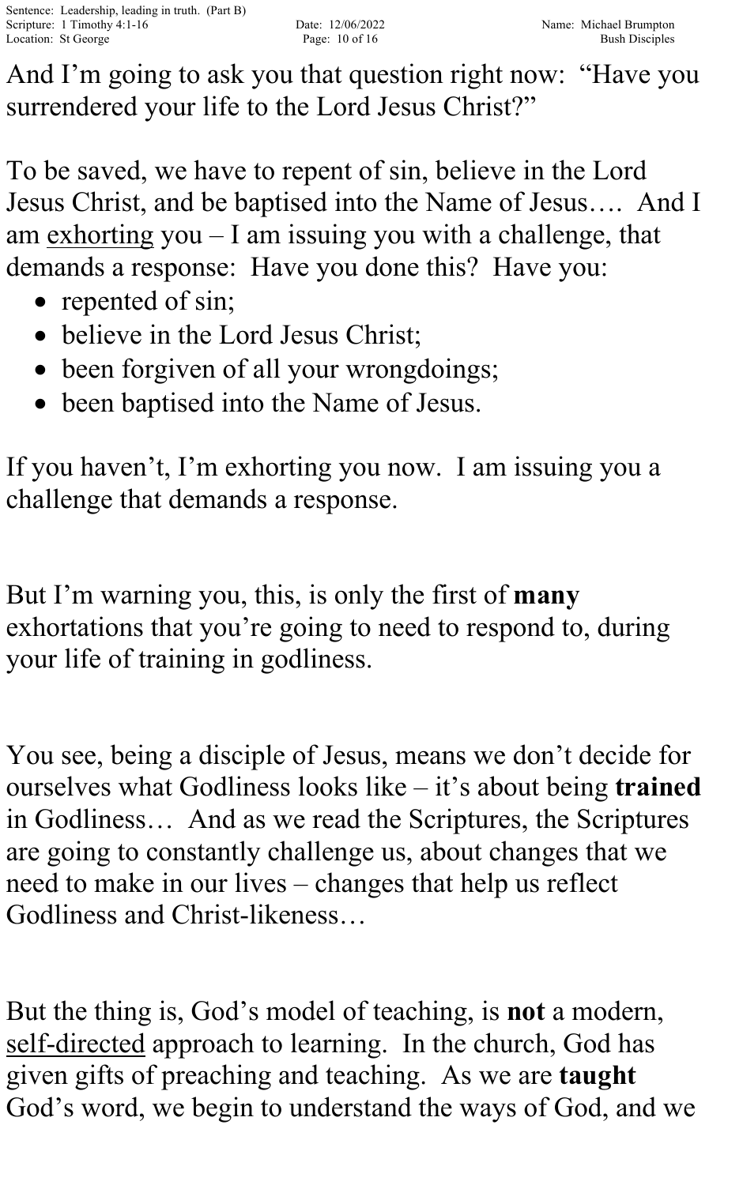And I'm going to ask you that question right now: "Have you surrendered your life to the Lord Jesus Christ?"

To be saved, we have to repent of sin, believe in the Lord Jesus Christ, and be baptised into the Name of Jesus…. And I am <u>exhorting</u> you – I am issuing you with a challenge, that demands a response: Have you done this? Have you:

- repented of sin;
- believe in the Lord Jesus Christ;
- been forgiven of all your wrongdoings;
- been baptised into the Name of Jesus.

If you haven't, I'm exhorting you now. I am issuing you a challenge that demands a response.

But I'm warning you, this, is only the first of **many** exhortations that you're going to need to respond to, during your life of training in godliness.

You see, being a disciple of Jesus, means we don't decide for ourselves what Godliness looks like – it's about being **trained** in Godliness… And as we read the Scriptures, the Scriptures are going to constantly challenge us, about changes that we need to make in our lives – changes that help us reflect Godliness and Christ-likeness…

But the thing is, God's model of teaching, is **not** a modern, <u>self-directed</u> approach to learning. In the church, God has given gifts of preaching and teaching. As we are **taught** God's word, we begin to understand the ways of God, and we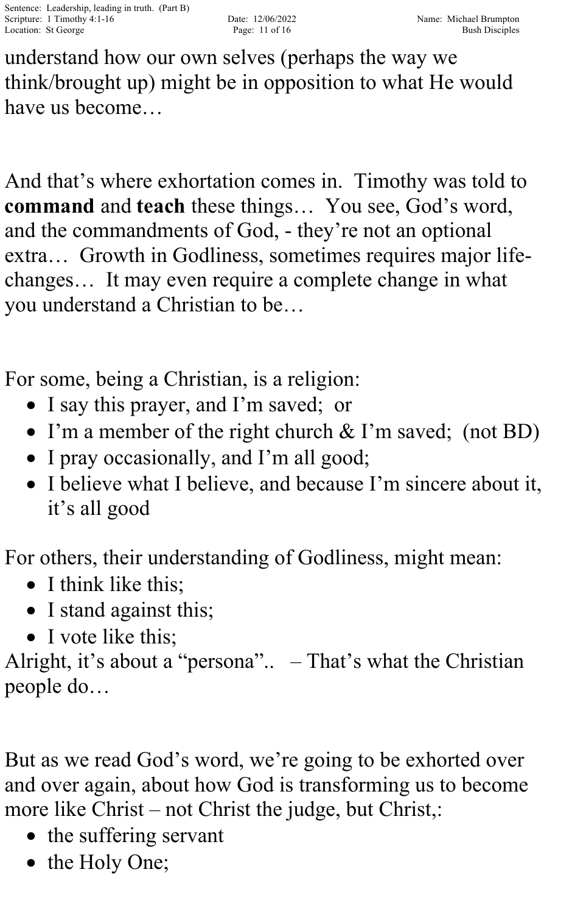understand how our own selves (perhaps the way we think/brought up) might be in opposition to what He would have us become…

And that's where exhortation comes in. Timothy was told to **command** and **teach** these things… You see, God's word, and the commandments of God, - they're not an optional extra… Growth in Godliness, sometimes requires major life-changes… It may even require a complete change in what you understand a Christian to be…

For some, being a Christian, is a religion:

- I say this prayer, and I'm saved; or
- I'm a member of the right church & I'm saved; (not BD)
- I pray occasionally, and I'm all good;
- I believe what I believe, and because I'm sincere about it, it's all good

For others, their understanding of Godliness, might mean:

- I think like this;
- I stand against this;
- I vote like this;

Alright, it's about a "persona".. – That's what the Christian people do…

But as we read God's word, we're going to be exhorted over and over again, about how God is transforming us to become more like Christ – not Christ the judge, but Christ,:

- the suffering servant
- the Holy One;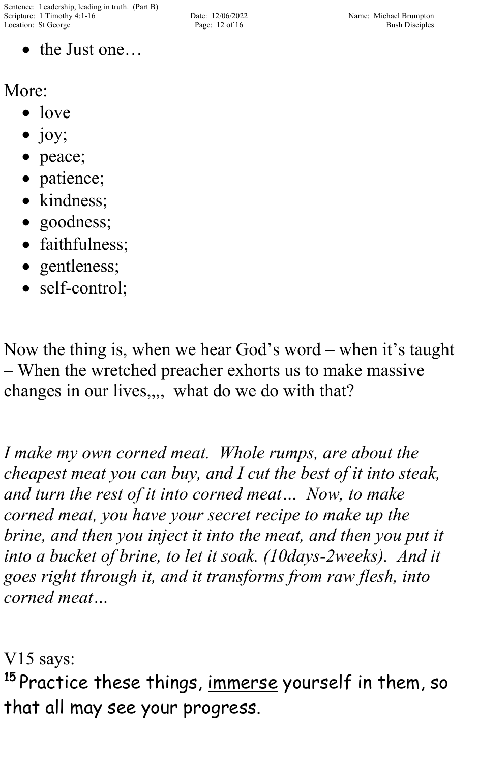- the Just one…

More:

- love
- joy;
- peace;
- patience;
- kindness;
- goodness;
- faithfulness;
- gentleness;
- self-control;

Now the thing is, when we hear God's word – when it's taught – When the wretched preacher exhorts us to make massive changes in our lives,,,, what do we do with that?

*I make my own corned meat. Whole rumps, are about the cheapest meat you can buy, and I cut the best of it into steak, and turn the rest of it into corned meat… Now, to make corned meat, you have your secret recipe to make up the brine, and then you inject it into the meat, and then you put it into a bucket of brine, to let it soak. (10days-2weeks). And it goes right through it, and it transforms from raw flesh, into corned meat…*

V15 says:

**15** Practice these things, <u>immerse</u> yourself in them, so that all may see your progress.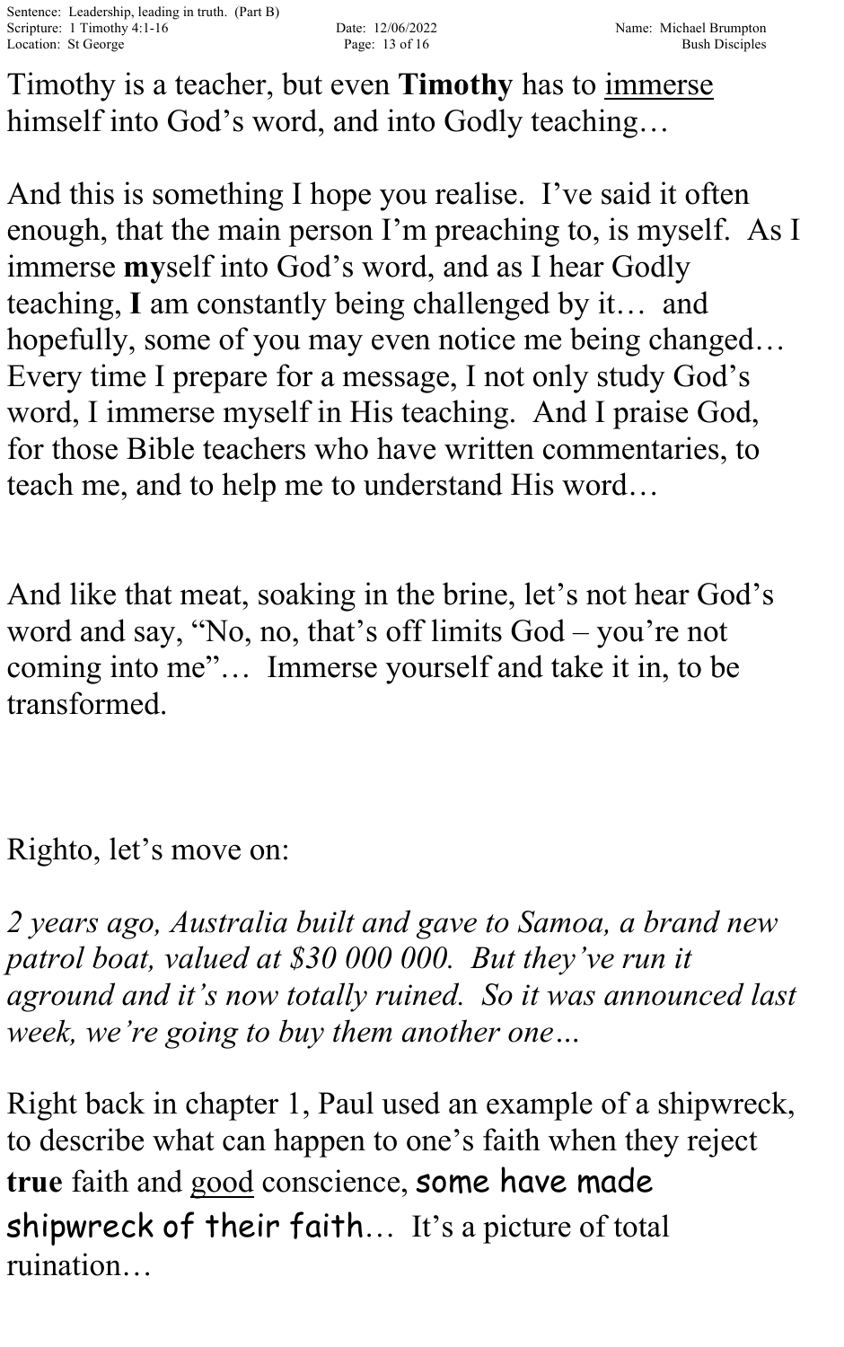Timothy is a teacher, but even **Timothy** has to <u>immerse</u> himself into God's word, and into Godly teaching…

And this is something I hope you realise. I've said it often enough, that the main person I'm preaching to, is myself. As I immerse **my**self into God's word, and as I hear Godly teaching, **I** am constantly being challenged by it… and hopefully, some of you may even notice me being changed… Every time I prepare for a message, I not only study God's word, I immerse myself in His teaching. And I praise God, for those Bible teachers who have written commentaries, to teach me, and to help me to understand His word…

And like that meat, soaking in the brine, let's not hear God's word and say, "No, no, that's off limits God – you're not coming into me"… Immerse yourself and take it in, to be transformed.

Righto, let's move on:

*2 years ago, Australia built and gave to Samoa, a brand new patrol boat, valued at $30 000 000. But they've run it aground and it's now totally ruined. So it was announced last week, we're going to buy them another one…*

Right back in chapter 1, Paul used an example of a shipwreck, to describe what can happen to one's faith when they reject **true** faith and <u>good</u> conscience, some have made shipwreck of their faith… It's a picture of total ruination…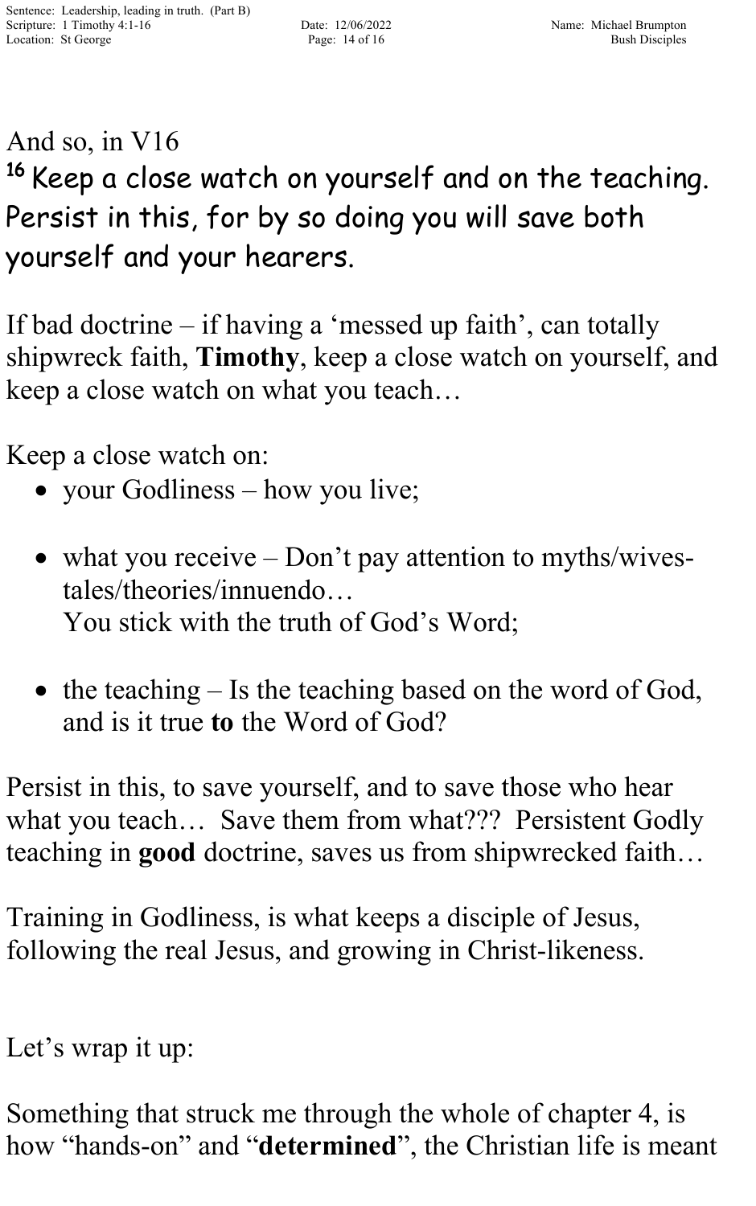And so, in V16

[16] Keep a close watch on yourself and on the teaching. Persist in this, for by so doing you will save both yourself and your hearers.

If bad doctrine – if having a 'messed up faith', can totally shipwreck faith, **Timothy**, keep a close watch on yourself, and keep a close watch on what you teach…

Keep a close watch on:

- your Godliness – how you live;
- what you receive – Don't pay attention to myths/wives-tales/theories/innuendo…
  You stick with the truth of God's Word;
- the teaching – Is the teaching based on the word of God, and is it true **to** the Word of God?

Persist in this, to save yourself, and to save those who hear what you teach… Save them from what??? Persistent Godly teaching in **good** doctrine, saves us from shipwrecked faith…

Training in Godliness, is what keeps a disciple of Jesus, following the real Jesus, and growing in Christ-likeness.

Let's wrap it up:

Something that struck me through the whole of chapter 4, is how "hands-on" and "**determined**", the Christian life is meant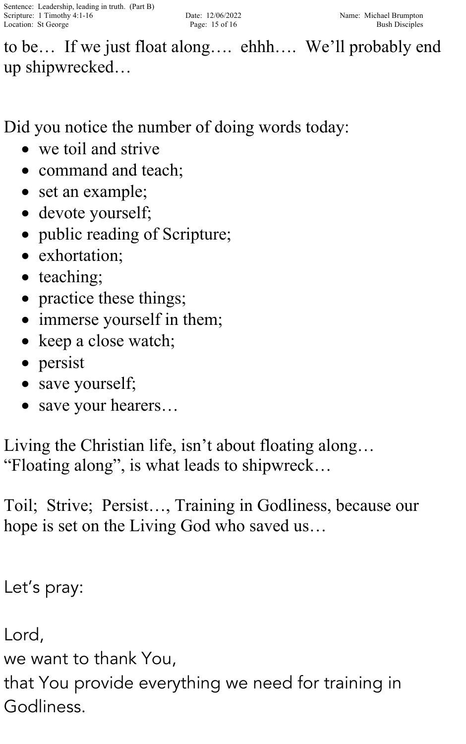to be… If we just float along…. ehhh…. We'll probably end up shipwrecked…

Did you notice the number of doing words today:

- we toil and strive
- command and teach;
- set an example;
- devote yourself;
- public reading of Scripture;
- exhortation;
- teaching;
- practice these things;
- immerse yourself in them;
- keep a close watch;
- persist
- save yourself;
- save your hearers…

Living the Christian life, isn't about floating along… "Floating along", is what leads to shipwreck…

Toil; Strive; Persist…, Training in Godliness, because our hope is set on the Living God who saved us…

Let's pray:

Lord,
we want to thank You,
that You provide everything we need for training in Godliness.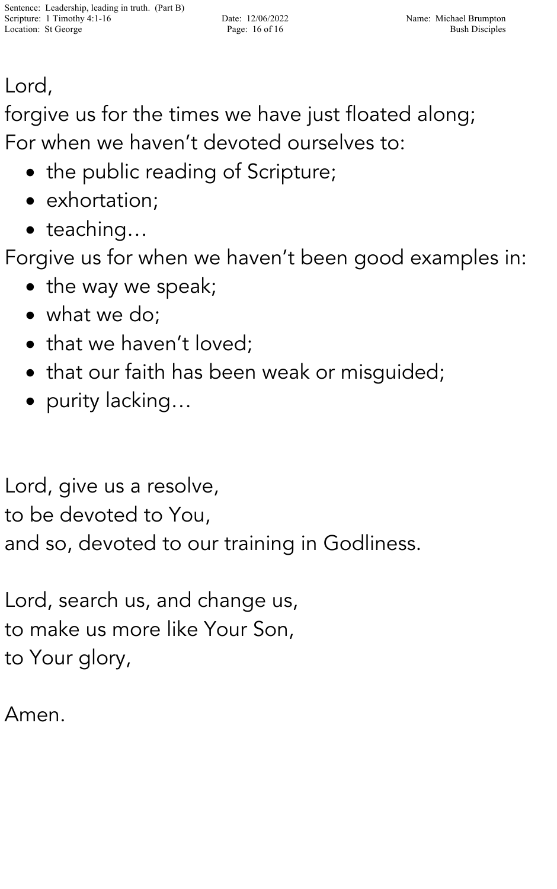Lord,

forgive us for the times we have just floated along;

For when we haven't devoted ourselves to:

- the public reading of Scripture;
- exhortation;
- teaching…

Forgive us for when we haven't been good examples in:

- the way we speak;
- what we do;
- that we haven't loved;
- that our faith has been weak or misguided;
- purity lacking…

Lord, give us a resolve,
to be devoted to You,
and so, devoted to our training in Godliness.

Lord, search us, and change us,
to make us more like Your Son,
to Your glory,

Amen.